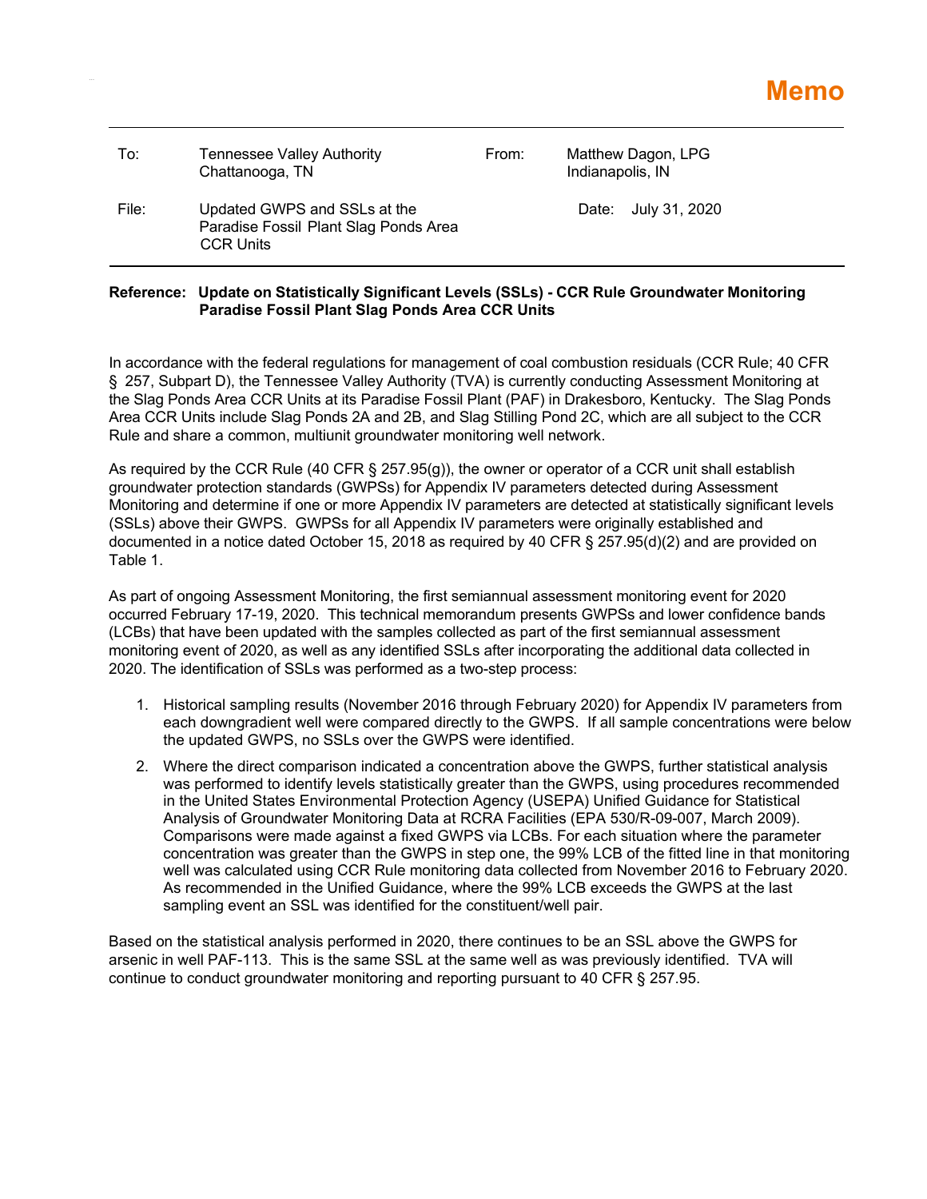# Memo

| | | | |
|---|---|---|---|
| To: | Tennessee Valley Authority<br>Chattanooga, TN | From: | Matthew Dagon, LPG<br>Indianapolis, IN |
| File: | Updated GWPS and SSLs at the Paradise Fossil Plant Slag Ponds Area CCR Units | | Date: July 31, 2020 |

**Reference: Update on Statistically Significant Levels (SSLs) - CCR Rule Groundwater Monitoring Paradise Fossil Plant Slag Ponds Area CCR Units**

In accordance with the federal regulations for management of coal combustion residuals (CCR Rule; 40 CFR § 257, Subpart D), the Tennessee Valley Authority (TVA) is currently conducting Assessment Monitoring at the Slag Ponds Area CCR Units at its Paradise Fossil Plant (PAF) in Drakesboro, Kentucky. The Slag Ponds Area CCR Units include Slag Ponds 2A and 2B, and Slag Stilling Pond 2C, which are all subject to the CCR Rule and share a common, multiunit groundwater monitoring well network.

As required by the CCR Rule (40 CFR § 257.95(g)), the owner or operator of a CCR unit shall establish groundwater protection standards (GWPSs) for Appendix IV parameters detected during Assessment Monitoring and determine if one or more Appendix IV parameters are detected at statistically significant levels (SSLs) above their GWPS. GWPSs for all Appendix IV parameters were originally established and documented in a notice dated October 15, 2018 as required by 40 CFR § 257.95(d)(2) and are provided on Table 1.

As part of ongoing Assessment Monitoring, the first semiannual assessment monitoring event for 2020 occurred February 17-19, 2020. This technical memorandum presents GWPSs and lower confidence bands (LCBs) that have been updated with the samples collected as part of the first semiannual assessment monitoring event of 2020, as well as any identified SSLs after incorporating the additional data collected in 2020. The identification of SSLs was performed as a two-step process:

1. Historical sampling results (November 2016 through February 2020) for Appendix IV parameters from each downgradient well were compared directly to the GWPS. If all sample concentrations were below the updated GWPS, no SSLs over the GWPS were identified.
2. Where the direct comparison indicated a concentration above the GWPS, further statistical analysis was performed to identify levels statistically greater than the GWPS, using procedures recommended in the United States Environmental Protection Agency (USEPA) Unified Guidance for Statistical Analysis of Groundwater Monitoring Data at RCRA Facilities (EPA 530/R-09-007, March 2009). Comparisons were made against a fixed GWPS via LCBs. For each situation where the parameter concentration was greater than the GWPS in step one, the 99% LCB of the fitted line in that monitoring well was calculated using CCR Rule monitoring data collected from November 2016 to February 2020. As recommended in the Unified Guidance, where the 99% LCB exceeds the GWPS at the last sampling event an SSL was identified for the constituent/well pair.

Based on the statistical analysis performed in 2020, there continues to be an SSL above the GWPS for arsenic in well PAF-113. This is the same SSL at the same well as was previously identified. TVA will continue to conduct groundwater monitoring and reporting pursuant to 40 CFR § 257.95.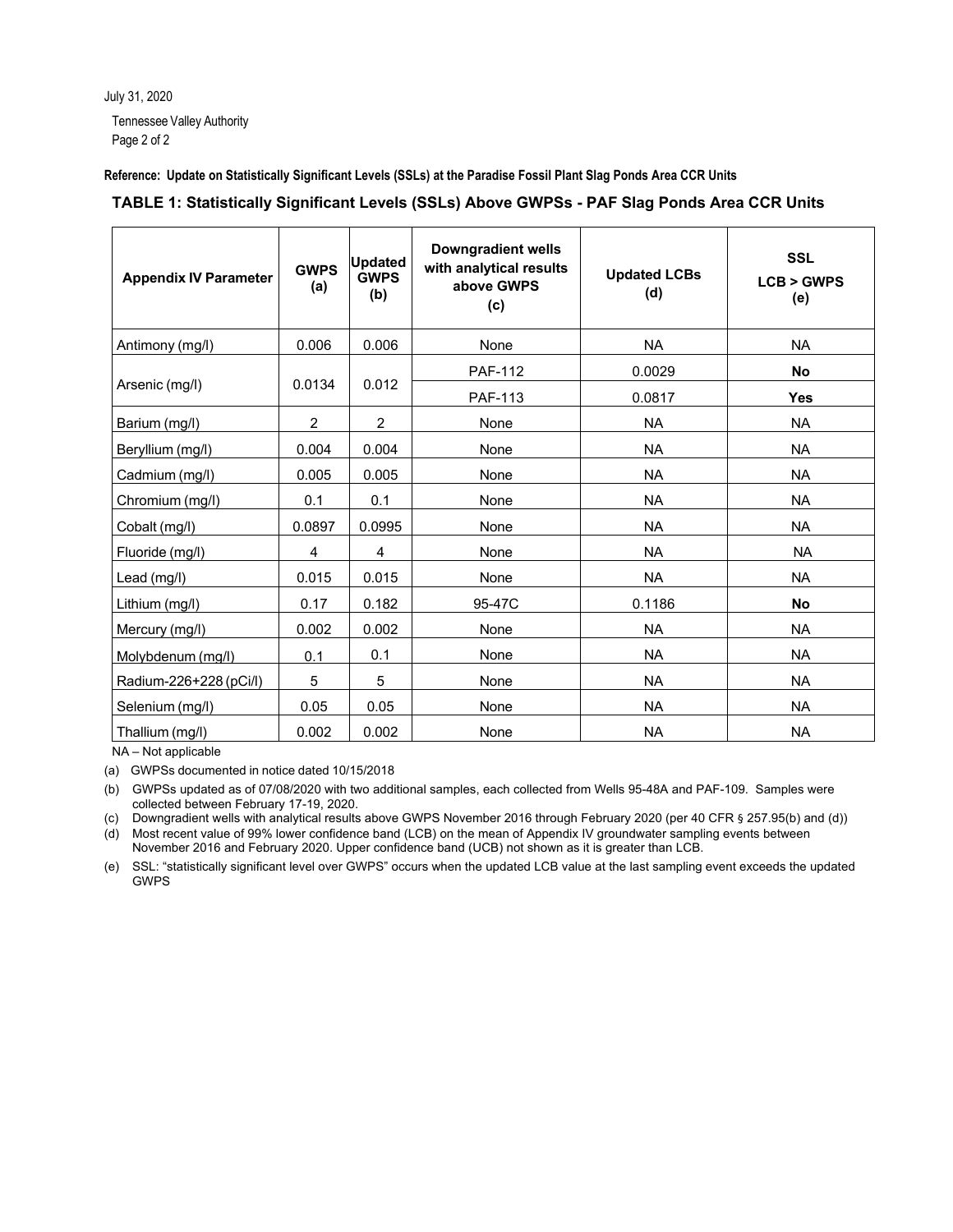July 31, 2020

Tennessee Valley Authority

**Reference: Update on Statistically Significant Levels (SSLs) at the Paradise Fossil Plant Slag Ponds Area CCR Units**

**TABLE 1: Statistically Significant Levels (SSLs) Above GWPSs - PAF Slag Ponds Area CCR Units**

| Appendix IV Parameter | GWPS (a) | Updated GWPS (b) | Downgradient wells with analytical results above GWPS (c) | Updated LCBs (d) | SSL LCB > GWPS (e) |
|---|---|---|---|---|---|
| Antimony (mg/l) | 0.006 | 0.006 | None | NA | NA |
| Arsenic (mg/l) | 0.0134 | 0.012 | PAF-112 | 0.0029 | **No** |
| | | | PAF-113 | 0.0817 | **Yes** |
| Barium (mg/l) | 2 | 2 | None | NA | NA |
| Beryllium (mg/l) | 0.004 | 0.004 | None | NA | NA |
| Cadmium (mg/l) | 0.005 | 0.005 | None | NA | NA |
| Chromium (mg/l) | 0.1 | 0.1 | None | NA | NA |
| Cobalt (mg/l) | 0.0897 | 0.0995 | None | NA | NA |
| Fluoride (mg/l) | 4 | 4 | None | NA | NA |
| Lead (mg/l) | 0.015 | 0.015 | None | NA | NA |
| Lithium (mg/l) | 0.17 | 0.182 | 95-47C | 0.1186 | **No** |
| Mercury (mg/l) | 0.002 | 0.002 | None | NA | NA |
| Molybdenum (mg/l) | 0.1 | 0.1 | None | NA | NA |
| Radium-226+228 (pCi/l) | 5 | 5 | None | NA | NA |
| Selenium (mg/l) | 0.05 | 0.05 | None | NA | NA |
| Thallium (mg/l) | 0.002 | 0.002 | None | NA | NA |

NA – Not applicable

(a) GWPSs documented in notice dated 10/15/2018

(b) GWPSs updated as of 07/08/2020 with two additional samples, each collected from Wells 95-48A and PAF-109. Samples were collected between February 17-19, 2020.

(c) Downgradient wells with analytical results above GWPS November 2016 through February 2020 (per 40 CFR § 257.95(b) and (d))

(d) Most recent value of 99% lower confidence band (LCB) on the mean of Appendix IV groundwater sampling events between November 2016 and February 2020. Upper confidence band (UCB) not shown as it is greater than LCB.

(e) SSL: "statistically significant level over GWPS" occurs when the updated LCB value at the last sampling event exceeds the updated GWPS